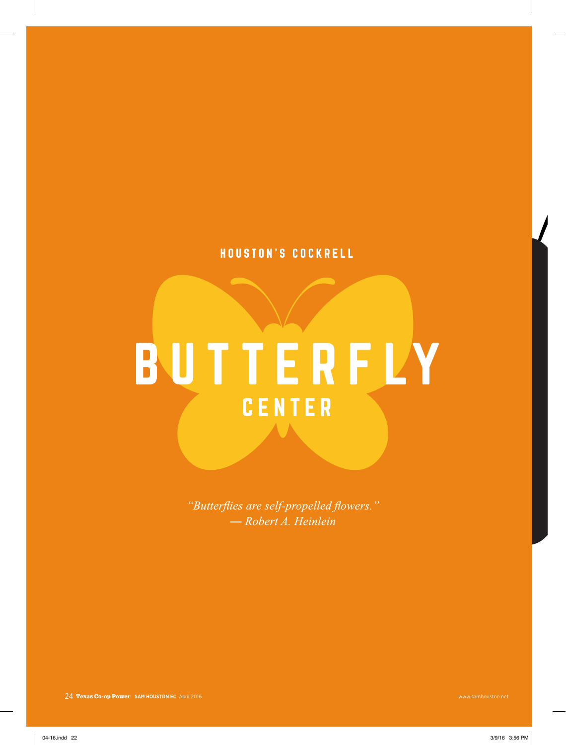# HOUSTON'S COCKRELL BUTTERFLY CENTER

*"Butterflies are self-propelled flowers."*
*— Robert A. Heinlein*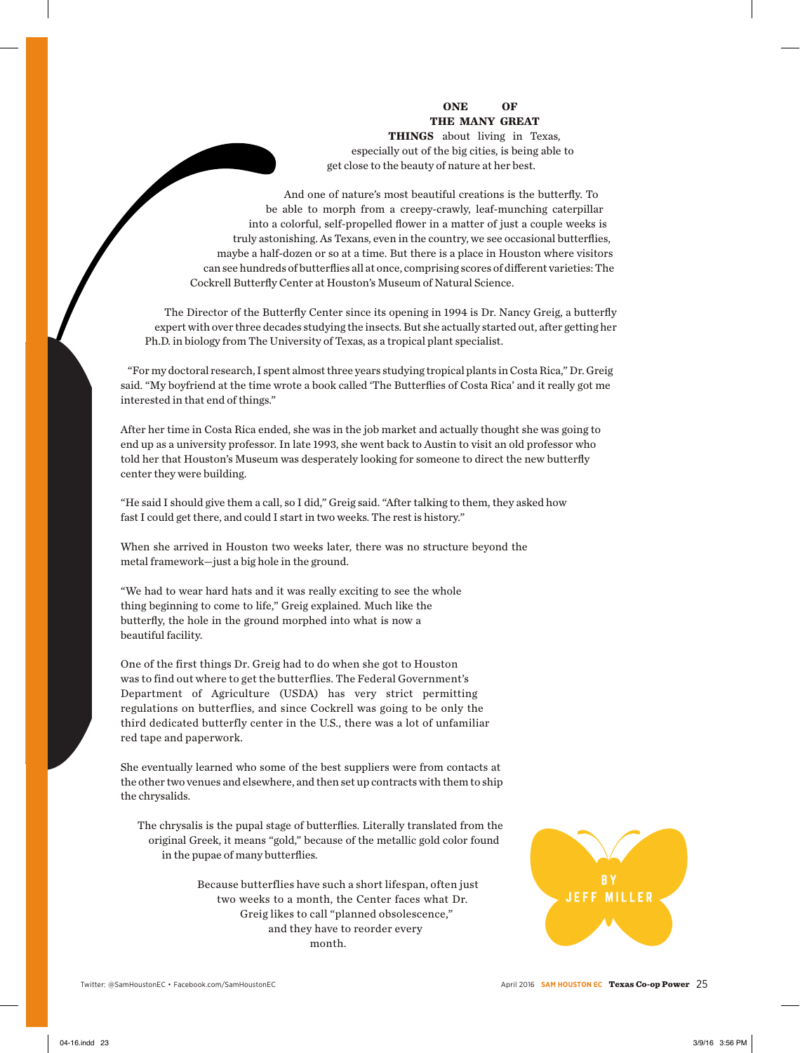**ONE OF THE MANY GREAT THINGS** about living in Texas, especially out of the big cities, is being able to get close to the beauty of nature at her best.

And one of nature's most beautiful creations is the butterfly. To be able to morph from a creepy-crawly, leaf-munching caterpillar into a colorful, self-propelled flower in a matter of just a couple weeks is truly astonishing. As Texans, even in the country, we see occasional butterflies, maybe a half-dozen or so at a time. But there is a place in Houston where visitors can see hundreds of butterflies all at once, comprising scores of different varieties: The Cockrell Butterfly Center at Houston's Museum of Natural Science.

The Director of the Butterfly Center since its opening in 1994 is Dr. Nancy Greig, a butterfly expert with over three decades studying the insects. But she actually started out, after getting her Ph.D. in biology from The University of Texas, as a tropical plant specialist.

"For my doctoral research, I spent almost three years studying tropical plants in Costa Rica," Dr. Greig said. "My boyfriend at the time wrote a book called 'The Butterflies of Costa Rica' and it really got me interested in that end of things."

After her time in Costa Rica ended, she was in the job market and actually thought she was going to end up as a university professor. In late 1993, she went back to Austin to visit an old professor who told her that Houston's Museum was desperately looking for someone to direct the new butterfly center they were building.

"He said I should give them a call, so I did," Greig said. "After talking to them, they asked how fast I could get there, and could I start in two weeks. The rest is history."

When she arrived in Houston two weeks later, there was no structure beyond the metal framework—just a big hole in the ground.

"We had to wear hard hats and it was really exciting to see the whole thing beginning to come to life," Greig explained. Much like the butterfly, the hole in the ground morphed into what is now a beautiful facility.

One of the first things Dr. Greig had to do when she got to Houston was to find out where to get the butterflies. The Federal Government's Department of Agriculture (USDA) has very strict permitting regulations on butterflies, and since Cockrell was going to be only the third dedicated butterfly center in the U.S., there was a lot of unfamiliar red tape and paperwork.

She eventually learned who some of the best suppliers were from contacts at the other two venues and elsewhere, and then set up contracts with them to ship the chrysalids.

The chrysalis is the pupal stage of butterflies. Literally translated from the original Greek, it means "gold," because of the metallic gold color found in the pupae of many butterflies.

Because butterflies have such a short lifespan, often just two weeks to a month, the Center faces what Dr. Greig likes to call "planned obsolescence," and they have to reorder every month.

BY JEFF MILLER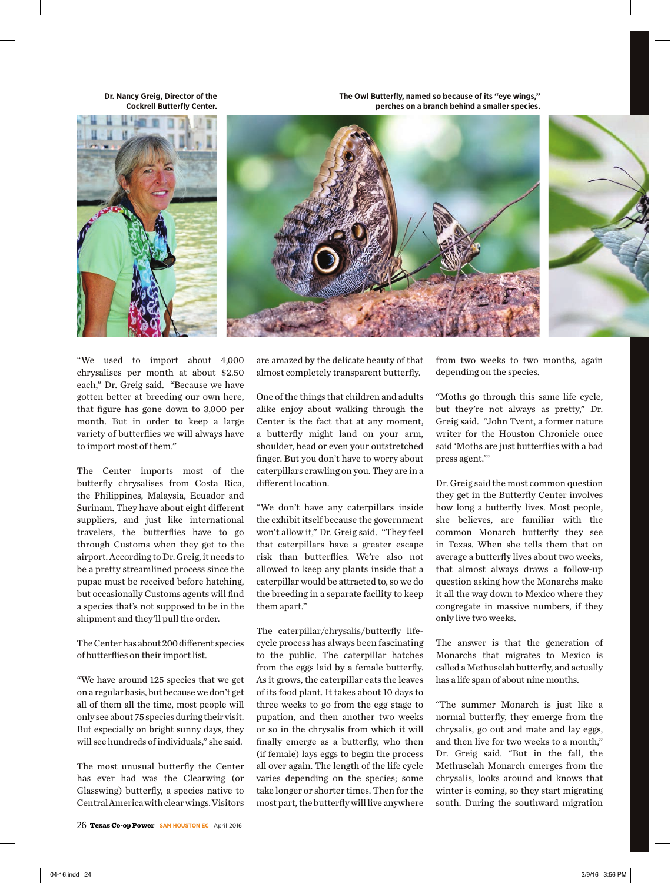Dr. Nancy Greig, Director of the Cockrell Butterfly Center.

The Owl Butterfly, named so because of its "eye wings," perches on a branch behind a smaller species.

"We used to import about 4,000 chrysalises per month at about $2.50 each," Dr. Greig said. "Because we have gotten better at breeding our own here, that figure has gone down to 3,000 per month. But in order to keep a large variety of butterflies we will always have to import most of them."

The Center imports most of the butterfly chrysalises from Costa Rica, the Philippines, Malaysia, Ecuador and Surinam. They have about eight different suppliers, and just like international travelers, the butterflies have to go through Customs when they get to the airport. According to Dr. Greig, it needs to be a pretty streamlined process since the pupae must be received before hatching, but occasionally Customs agents will find a species that's not supposed to be in the shipment and they'll pull the order.

The Center has about 200 different species of butterflies on their import list.

"We have around 125 species that we get on a regular basis, but because we don't get all of them all the time, most people will only see about 75 species during their visit. But especially on bright sunny days, they will see hundreds of individuals," she said.

The most unusual butterfly the Center has ever had was the Clearwing (or Glasswing) butterfly, a species native to Central America with clear wings. Visitors are amazed by the delicate beauty of that almost completely transparent butterfly.

One of the things that children and adults alike enjoy about walking through the Center is the fact that at any moment, a butterfly might land on your arm, shoulder, head or even your outstretched finger. But you don't have to worry about caterpillars crawling on you. They are in a different location.

"We don't have any caterpillars inside the exhibit itself because the government won't allow it," Dr. Greig said. "They feel that caterpillars have a greater escape risk than butterflies. We're also not allowed to keep any plants inside that a caterpillar would be attracted to, so we do the breeding in a separate facility to keep them apart."

The caterpillar/chrysalis/butterfly life-cycle process has always been fascinating to the public. The caterpillar hatches from the eggs laid by a female butterfly. As it grows, the caterpillar eats the leaves of its food plant. It takes about 10 days to three weeks to go from the egg stage to pupation, and then another two weeks or so in the chrysalis from which it will finally emerge as a butterfly, who then (if female) lays eggs to begin the process all over again. The length of the life cycle varies depending on the species; some take longer or shorter times. Then for the most part, the butterfly will live anywhere from two weeks to two months, again depending on the species.

"Moths go through this same life cycle, but they're not always as pretty," Dr. Greig said. "John Tvent, a former nature writer for the Houston Chronicle once said 'Moths are just butterflies with a bad press agent.'"

Dr. Greig said the most common question they get in the Butterfly Center involves how long a butterfly lives. Most people, she believes, are familiar with the common Monarch butterfly they see in Texas. When she tells them that on average a butterfly lives about two weeks, that almost always draws a follow-up question asking how the Monarchs make it all the way down to Mexico where they congregate in massive numbers, if they only live two weeks.

The answer is that the generation of Monarchs that migrates to Mexico is called a Methuselah butterfly, and actually has a life span of about nine months.

"The summer Monarch is just like a normal butterfly, they emerge from the chrysalis, go out and mate and lay eggs, and then live for two weeks to a month," Dr. Greig said. "But in the fall, the Methuselah Monarch emerges from the chrysalis, looks around and knows that winter is coming, so they start migrating south. During the southward migration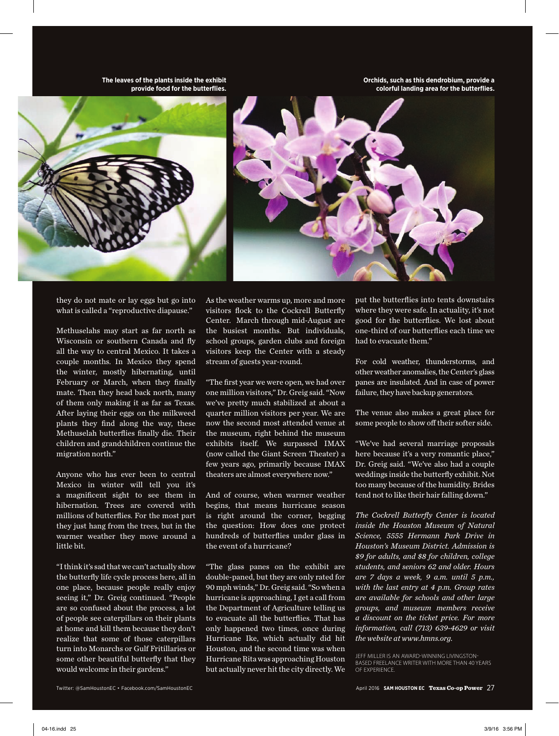The leaves of the plants inside the exhibit provide food for the butterflies.

Orchids, such as this dendrobium, provide a colorful landing area for the butterflies.

they do not mate or lay eggs but go into what is called a "reproductive diapause."

Methuselahs may start as far north as Wisconsin or southern Canada and fly all the way to central Mexico. It takes a couple months. In Mexico they spend the winter, mostly hibernating, until February or March, when they finally mate. Then they head back north, many of them only making it as far as Texas. After laying their eggs on the milkweed plants they find along the way, these Methuselah butterflies finally die. Their children and grandchildren continue the migration north."

Anyone who has ever been to central Mexico in winter will tell you it's a magnificent sight to see them in hibernation. Trees are covered with millions of butterflies. For the most part they just hang from the trees, but in the warmer weather they move around a little bit.

"I think it's sad that we can't actually show the butterfly life cycle process here, all in one place, because people really enjoy seeing it," Dr. Greig continued. "People are so confused about the process, a lot of people see caterpillars on their plants at home and kill them because they don't realize that some of those caterpillars turn into Monarchs or Gulf Fritillaries or some other beautiful butterfly that they would welcome in their gardens."

As the weather warms up, more and more visitors flock to the Cockrell Butterfly Center. March through mid-August are the busiest months. But individuals, school groups, garden clubs and foreign visitors keep the Center with a steady stream of guests year-round.

"The first year we were open, we had over one million visitors," Dr. Greig said. "Now we've pretty much stabilized at about a quarter million visitors per year. We are now the second most attended venue at the museum, right behind the museum exhibits itself. We surpassed IMAX (now called the Giant Screen Theater) a few years ago, primarily because IMAX theaters are almost everywhere now."

And of course, when warmer weather begins, that means hurricane season is right around the corner, begging the question: How does one protect hundreds of butterflies under glass in the event of a hurricane?

"The glass panes on the exhibit are double-paned, but they are only rated for 90 mph winds," Dr. Greig said. "So when a hurricane is approaching, I get a call from the Department of Agriculture telling us to evacuate all the butterflies. That has only happened two times, once during Hurricane Ike, which actually did hit Houston, and the second time was when Hurricane Rita was approaching Houston but actually never hit the city directly. We put the butterflies into tents downstairs where they were safe. In actuality, it's not good for the butterflies. We lost about one-third of our butterflies each time we had to evacuate them."

For cold weather, thunderstorms, and other weather anomalies, the Center's glass panes are insulated. And in case of power failure, they have backup generators.

The venue also makes a great place for some people to show off their softer side.

"We've had several marriage proposals here because it's a very romantic place," Dr. Greig said. "We've also had a couple weddings inside the butterfly exhibit. Not too many because of the humidity. Brides tend not to like their hair falling down."

*The Cockrell Butterfly Center is located inside the Houston Museum of Natural Science, 5555 Hermann Park Drive in Houston's Museum District. Admission is $9 for adults, and $8 for children, college students, and seniors 62 and older. Hours are 7 days a week, 9 a.m. until 5 p.m., with the last entry at 4 p.m. Group rates are available for schools and other large groups, and museum members receive a discount on the ticket price. For more information, call (713) 639-4629 or visit the website at www.hmns.org.*

JEFF MILLER IS AN AWARD-WINNING LIVINGSTON-BASED FREELANCE WRITER WITH MORE THAN 40 YEARS OF EXPERIENCE.